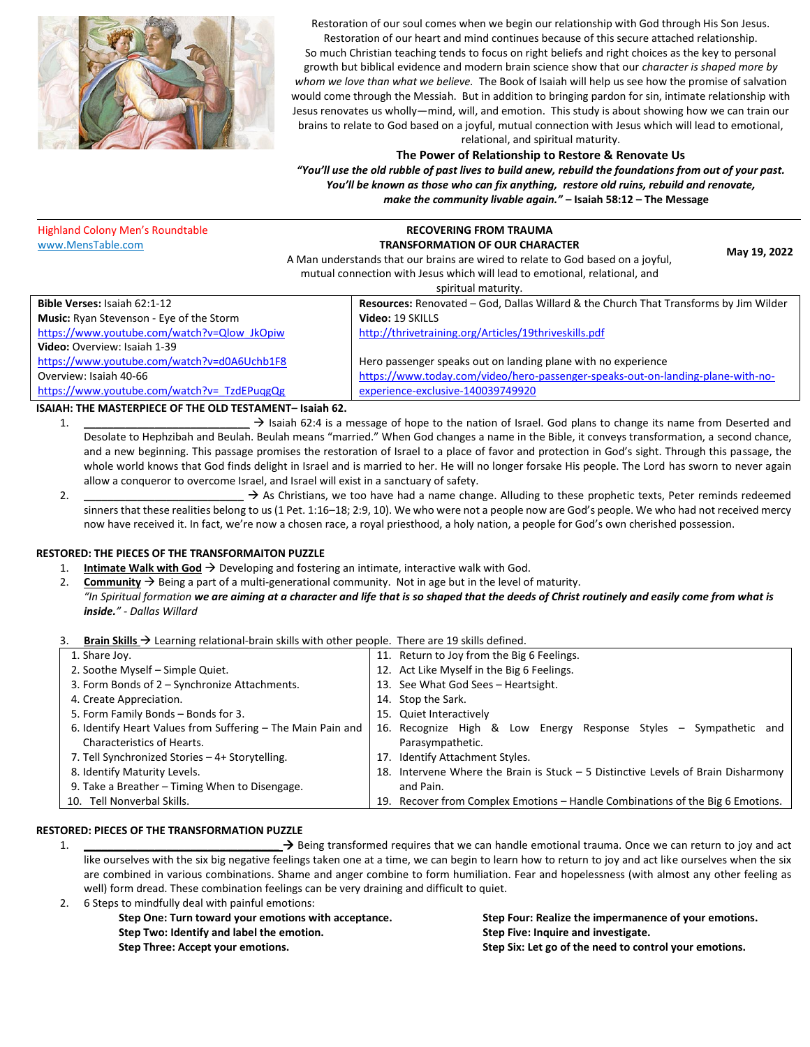Restoration of our soul comes when we begin our relationship with God through His Son Jesus. Restoration of our heart and mind continues because of this secure attached relationship. So much Christian teaching tends to focus on right beliefs and right choices as the key to personal growth but biblical evidence and modern brain science show that our *character is shaped more by whom we love than what we believe.* The Book of Isaiah will help us see how the promise of salvation would come through the Messiah. But in addition to bringing pardon for sin, intimate relationship with Jesus renovates us wholly—mind, will, and emotion. This study is about showing how we can train our brains to relate to God based on a joyful, mutual connection with Jesus which will lead to emotional, relational, and spiritual maturity.

**The Power of Relationship to Restore & Renovate Us**

***"You'll use the old rubble of past lives to build anew, rebuild the foundations from out of your past. You'll be known as those who can fix anything, restore old ruins, rebuild and renovate, make the community livable again."* – Isaiah 58:12 – The Message**

Highland Colony Men's Roundtable
www.MensTable.com

**RECOVERING FROM TRAUMA**
**TRANSFORMATION OF OUR CHARACTER**

A Man understands that our brains are wired to relate to God based on a joyful, mutual connection with Jesus which will lead to emotional, relational, and spiritual maturity.

**May 19, 2022**

| | |
|---|---|
| **Bible Verses:** Isaiah 62:1-12 | **Resources:** Renovated – God, Dallas Willard & the Church That Transforms by Jim Wilder |
| **Music:** Ryan Stevenson - Eye of the Storm | **Video:** 19 SKILLS |
| https://www.youtube.com/watch?v=Qlow_JkOpiw | http://thrivetraining.org/Articles/19thriveskills.pdf |
| **Video:** Overview: Isaiah 1-39 | |
| https://www.youtube.com/watch?v=d0A6Uchb1F8 | Hero passenger speaks out on landing plane with no experience |
| Overview: Isaiah 40-66 | https://www.today.com/video/hero-passenger-speaks-out-on-landing-plane-with-no-experience-exclusive-140039749920 |
| https://www.youtube.com/watch?v=_TzdEPuqgQg | |

**ISAIAH: THE MASTERPIECE OF THE OLD TESTAMENT– Isaiah 62.**

1. ____________________________ → Isaiah 62:4 is a message of hope to the nation of Israel. God plans to change its name from Deserted and Desolate to Hephzibah and Beulah. Beulah means "married." When God changes a name in the Bible, it conveys transformation, a second chance, and a new beginning. This passage promises the restoration of Israel to a place of favor and protection in God's sight. Through this passage, the whole world knows that God finds delight in Israel and is married to her. He will no longer forsake His people. The Lord has sworn to never again allow a conqueror to overcome Israel, and Israel will exist in a sanctuary of safety.
2. ____________________________ → As Christians, we too have had a name change. Alluding to these prophetic texts, Peter reminds redeemed sinners that these realities belong to us (1 Pet. 1:16–18; 2:9, 10). We who were not a people now are God's people. We who had not received mercy now have received it. In fact, we're now a chosen race, a royal priesthood, a holy nation, a people for God's own cherished possession.

**RESTORED: THE PIECES OF THE TRANSFORMAITON PUZZLE**

1. **Intimate Walk with God** → Developing and fostering an intimate, interactive walk with God.
2. **Community** → Being a part of a multi-generational community. Not in age but in the level of maturity.
   *"In Spiritual formation **we are aiming at a character and life that is so shaped that the deeds of Christ routinely and easily come from what is inside.**" - Dallas Willard*
3. **Brain Skills** → Learning relational-brain skills with other people. There are 19 skills defined.

| | |
|---|---|
| 1. Share Joy. | 11. Return to Joy from the Big 6 Feelings. |
| 2. Soothe Myself – Simple Quiet. | 12. Act Like Myself in the Big 6 Feelings. |
| 3. Form Bonds of 2 – Synchronize Attachments. | 13. See What God Sees – Heartsight. |
| 4. Create Appreciation. | 14. Stop the Sark. |
| 5. Form Family Bonds – Bonds for 3. | 15. Quiet Interactively |
| 6. Identify Heart Values from Suffering – The Main Pain and Characteristics of Hearts. | 16. Recognize High & Low Energy Response Styles – Sympathetic and Parasympathetic. |
| 7. Tell Synchronized Stories – 4+ Storytelling. | 17. Identify Attachment Styles. |
| 8. Identify Maturity Levels. | 18. Intervene Where the Brain is Stuck – 5 Distinctive Levels of Brain Disharmony and Pain. |
| 9. Take a Breather – Timing When to Disengage. | 19. Recover from Complex Emotions – Handle Combinations of the Big 6 Emotions. |
| 10. Tell Nonverbal Skills. | |

**RESTORED: PIECES OF THE TRANSFORMATION PUZZLE**

1. ____________________________→ Being transformed requires that we can handle emotional trauma. Once we can return to joy and act like ourselves with the six big negative feelings taken one at a time, we can begin to learn how to return to joy and act like ourselves when the six are combined in various combinations. Shame and anger combine to form humiliation. Fear and hopelessness (with almost any other feeling as well) form dread. These combination feelings can be very draining and difficult to quiet.
2. 6 Steps to mindfully deal with painful emotions:
   - **Step One: Turn toward your emotions with acceptance.**
   - **Step Two: Identify and label the emotion.**
   - **Step Three: Accept your emotions.**
   - **Step Four: Realize the impermanence of your emotions.**
   - **Step Five: Inquire and investigate.**
   - **Step Six: Let go of the need to control your emotions.**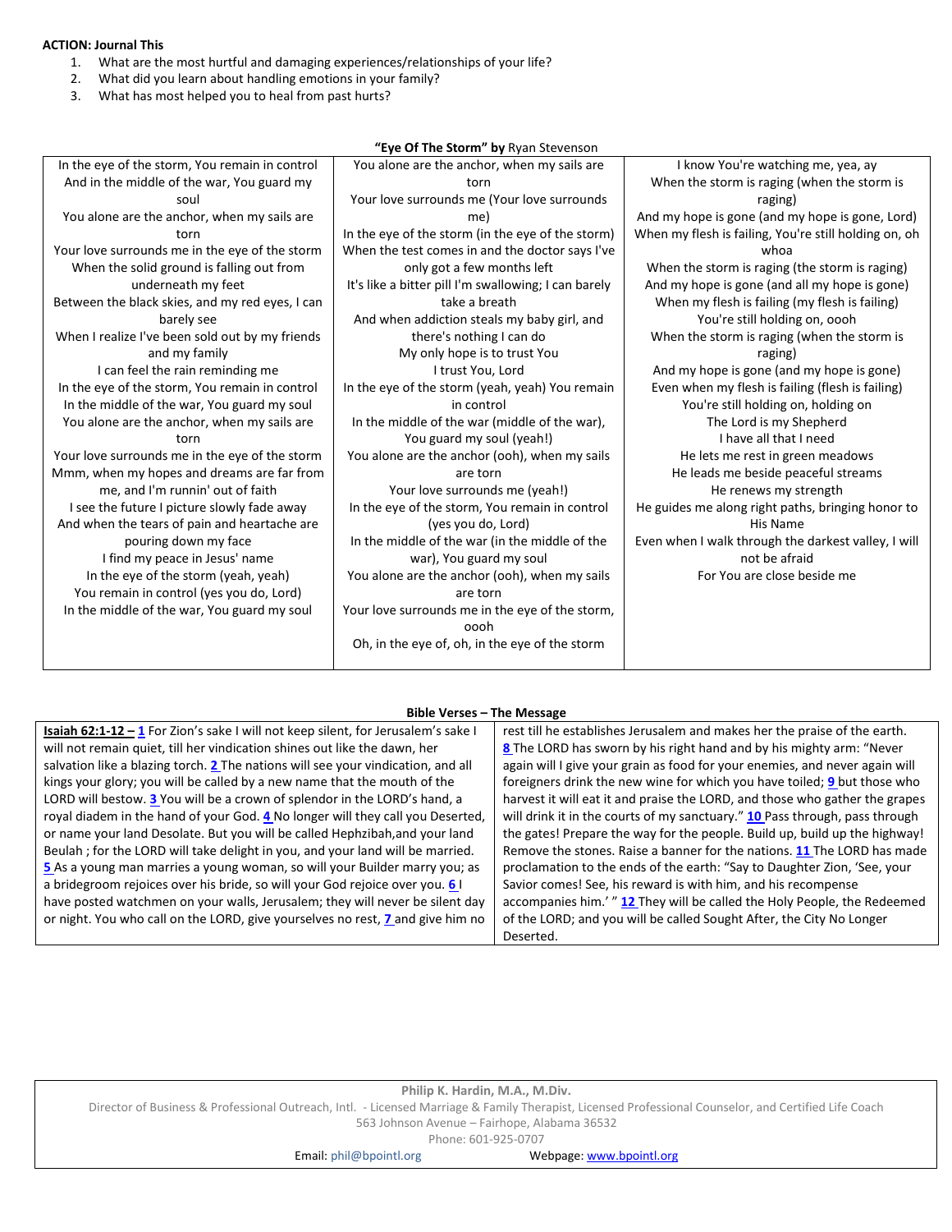**ACTION: Journal This**

1. What are the most hurtful and damaging experiences/relationships of your life?
2. What did you learn about handling emotions in your family?
3. What has most helped you to heal from past hurts?

**"Eye Of The Storm" by** Ryan Stevenson

In the eye of the storm, You remain in control
And in the middle of the war, You guard my soul
You alone are the anchor, when my sails are torn
Your love surrounds me in the eye of the storm
When the solid ground is falling out from underneath my feet
Between the black skies, and my red eyes, I can barely see
When I realize I've been sold out by my friends and my family
I can feel the rain reminding me
In the eye of the storm, You remain in control
In the middle of the war, You guard my soul
You alone are the anchor, when my sails are torn
Your love surrounds me in the eye of the storm
Mmm, when my hopes and dreams are far from me, and I'm runnin' out of faith
I see the future I picture slowly fade away
And when the tears of pain and heartache are pouring down my face
I find my peace in Jesus' name
In the eye of the storm (yeah, yeah)
You remain in control (yes you do, Lord)
In the middle of the war, You guard my soul
You alone are the anchor, when my sails are torn
Your love surrounds me (Your love surrounds me)
In the eye of the storm (in the eye of the storm)
When the test comes in and the doctor says I've only got a few months left
It's like a bitter pill I'm swallowing; I can barely take a breath
And when addiction steals my baby girl, and there's nothing I can do
My only hope is to trust You
I trust You, Lord
In the eye of the storm (yeah, yeah) You remain in control
In the middle of the war (middle of the war), You guard my soul (yeah!)
You alone are the anchor (ooh), when my sails are torn
Your love surrounds me (yeah!)
In the eye of the storm, You remain in control (yes you do, Lord)
In the middle of the war (in the middle of the war), You guard my soul
You alone are the anchor (ooh), when my sails are torn
Your love surrounds me in the eye of the storm, ooooh
Oh, in the eye of, oh, in the eye of the storm
I know You're watching me, yea, ay
When the storm is raging (when the storm is raging)
And my hope is gone (and my hope is gone, Lord)
When my flesh is failing, You're still holding on, oh whoa
When the storm is raging (the storm is raging)
And my hope is gone (and all my hope is gone)
When my flesh is failing (my flesh is failing)
You're still holding on, oooh
When the storm is raging (when the storm is raging)
And my hope is gone (and my hope is gone)
Even when my flesh is failing (flesh is failing)
You're still holding on, holding on
The Lord is my Shepherd
I have all that I need
He lets me rest in green meadows
He leads me beside peaceful streams
He renews my strength
He guides me along right paths, bringing honor to His Name
Even when I walk through the darkest valley, I will not be afraid
For You are close beside me

**Bible Verses – The Message**

**Isaiah 62:1-12 –** 1 For Zion's sake I will not keep silent, for Jerusalem's sake I will not remain quiet, till her vindication shines out like the dawn, her salvation like a blazing torch. 2 The nations will see your vindication, and all kings your glory; you will be called by a new name that the mouth of the LORD will bestow. 3 You will be a crown of splendor in the LORD's hand, a royal diadem in the hand of your God. 4 No longer will they call you Deserted, or name your land Desolate. But you will be called Hephzibah,and your land Beulah ; for the LORD will take delight in you, and your land will be married. 5 As a young man marries a young woman, so will your Builder marry you; as a bridegroom rejoices over his bride, so will your God rejoice over you. 6 I have posted watchmen on your walls, Jerusalem; they will never be silent day or night. You who call on the LORD, give yourselves no rest, 7 and give him no rest till he establishes Jerusalem and makes her the praise of the earth. 8 The LORD has sworn by his right hand and by his mighty arm: "Never again will I give your grain as food for your enemies, and never again will foreigners drink the new wine for which you have toiled; 9 but those who harvest it will eat it and praise the LORD, and those who gather the grapes will drink it in the courts of my sanctuary." 10 Pass through, pass through the gates! Prepare the way for the people. Build up, build up the highway! Remove the stones. Raise a banner for the nations. 11 The LORD has made proclamation to the ends of the earth: "Say to Daughter Zion, 'See, your Savior comes! See, his reward is with him, and his recompense accompanies him.' " 12 They will be called the Holy People, the Redeemed of the LORD; and you will be called Sought After, the City No Longer Deserted.

**Philip K. Hardin, M.A., M.Div.**
Director of Business & Professional Outreach, Intl. - Licensed Marriage & Family Therapist, Licensed Professional Counselor, and Certified Life Coach
563 Johnson Avenue – Fairhope, Alabama 36532
Phone: 601-925-0707
Email: phil@bpointl.org Webpage: www.bpointl.org